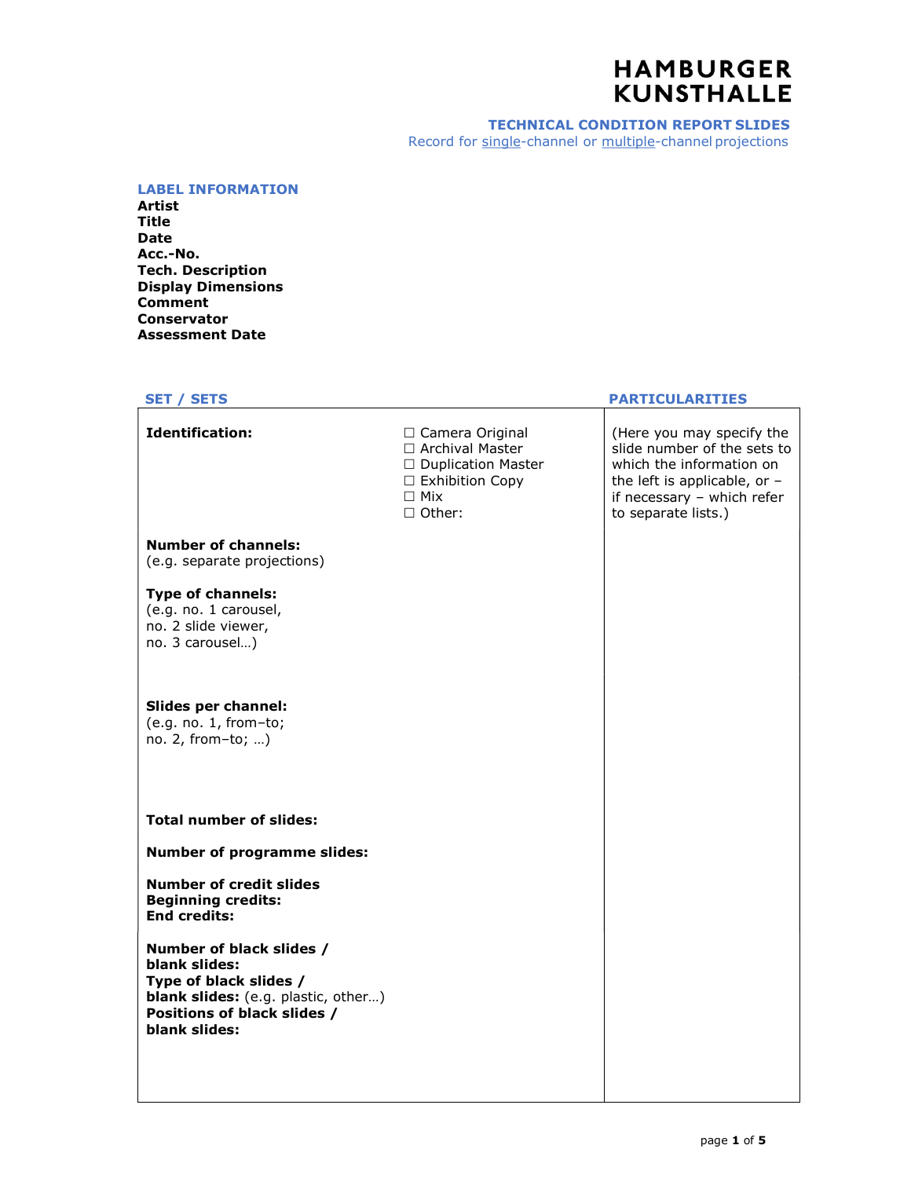**HAMBURGER KUNSTHALLE**

## TECHNICAL CONDITION REPORT SLIDES

Record for single-channel or multiple-channel projections

### LABEL INFORMATION

**Artist**
**Title**
**Date**
**Acc.-No.**
**Tech. Description**
**Display Dimensions**
**Comment**
**Conservator**
**Assessment Date**

| SET / SETS | | PARTICULARITIES |
|---|---|---|
| **Identification:** | ☐ Camera Original<br>☐ Archival Master<br>☐ Duplication Master<br>☐ Exhibition Copy<br>☐ Mix<br>☐ Other: | (Here you may specify the slide number of the sets to which the information on the left is applicable, or – if necessary – which refer to separate lists.) |
| **Number of channels:**<br>(e.g. separate projections) | | |
| **Type of channels:**<br>(e.g. no. 1 carousel,<br>no. 2 slide viewer,<br>no. 3 carousel…) | | |
| **Slides per channel:**<br>(e.g. no. 1, from–to;<br>no. 2, from–to; …) | | |
| **Total number of slides:** | | |
| **Number of programme slides:** | | |
| **Number of credit slides**<br>**Beginning credits:**<br>**End credits:** | | |
| **Number of black slides / blank slides:**<br>**Type of black slides / blank slides:** (e.g. plastic, other…)<br>**Positions of black slides / blank slides:** | | |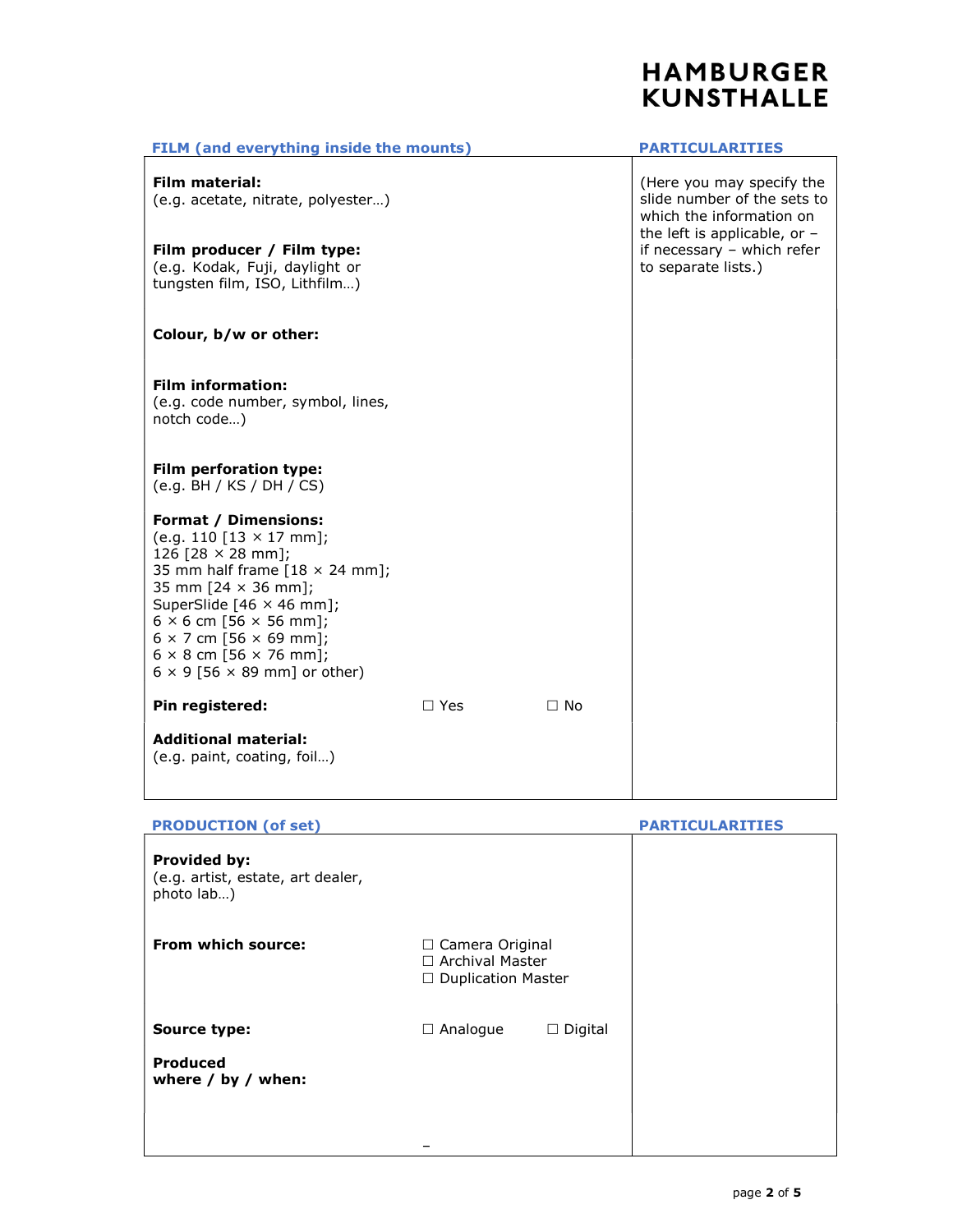# HAMBURGER KUNSTHALLE

| FILM (and everything inside the mounts) | | | PARTICULARITIES |
|---|---|---|---|
| **Film material:** (e.g. acetate, nitrate, polyester…) | | | (Here you may specify the slide number of the sets to which the information on the left is applicable, or – if necessary – which refer to separate lists.) |
| **Film producer / Film type:** (e.g. Kodak, Fuji, daylight or tungsten film, ISO, Lithfilm…) | | | |
| **Colour, b/w or other:** | | | |
| **Film information:** (e.g. code number, symbol, lines, notch code…) | | | |
| **Film perforation type:** (e.g. BH / KS / DH / CS) | | | |
| **Format / Dimensions:** (e.g. 110 [13 × 17 mm]; 126 [28 × 28 mm]; 35 mm half frame [18 × 24 mm]; 35 mm [24 × 36 mm]; SuperSlide [46 × 46 mm]; 6 × 6 cm [56 × 56 mm]; 6 × 7 cm [56 × 69 mm]; 6 × 8 cm [56 × 76 mm]; 6 × 9 [56 × 89 mm] or other) | | | |
| **Pin registered:** | ☐ Yes | ☐ No | |
| **Additional material:** (e.g. paint, coating, foil…) | | | |

| PRODUCTION (of set) | | | PARTICULARITIES |
|---|---|---|---|
| **Provided by:** (e.g. artist, estate, art dealer, photo lab…) | | | |
| **From which source:** | ☐ Camera Original<br>☐ Archival Master<br>☐ Duplication Master | | |
| **Source type:** | ☐ Analogue | ☐ Digital | |
| **Produced where / by / when:** | – | | |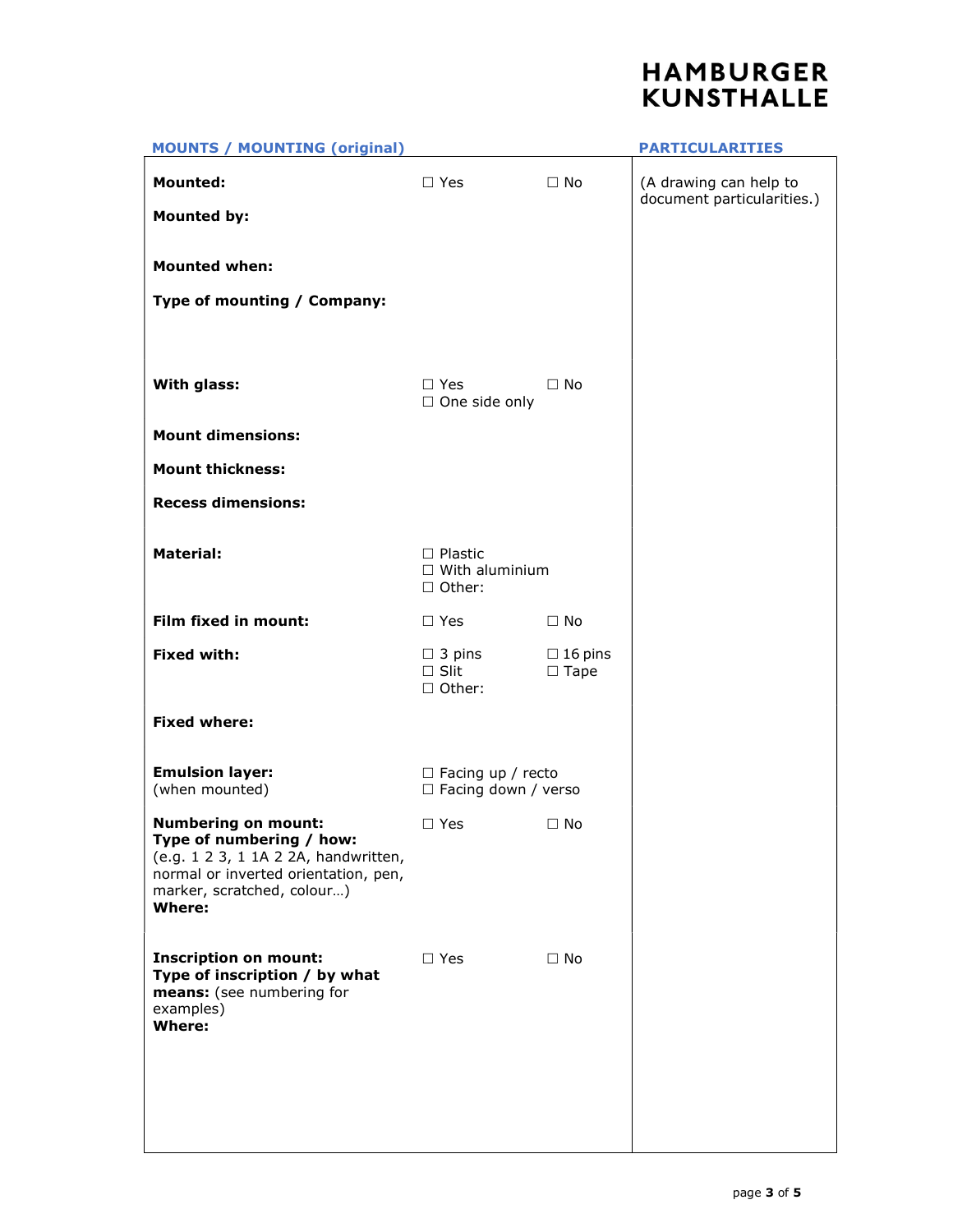## MOUNTS / MOUNTING (original)

## PARTICULARITIES

(A drawing can help to document particularities.)

| | | |
|---|---|---|
| **Mounted:** | ☐ Yes | ☐ No |
| **Mounted by:** | | |
| **Mounted when:** | | |
| **Type of mounting / Company:** | | |
| **With glass:** | ☐ Yes<br>☐ One side only | ☐ No |
| **Mount dimensions:** | | |
| **Mount thickness:** | | |
| **Recess dimensions:** | | |
| **Material:** | ☐ Plastic<br>☐ With aluminium<br>☐ Other: | |
| **Film fixed in mount:** | ☐ Yes | ☐ No |
| **Fixed with:** | ☐ 3 pins<br>☐ Slit<br>☐ Other: | ☐ 16 pins<br>☐ Tape |
| **Fixed where:** | | |
| **Emulsion layer:** (when mounted) | ☐ Facing up / recto<br>☐ Facing down / verso | |
| **Numbering on mount:**<br>**Type of numbering / how:** (e.g. 1 2 3, 1 1A 2 2A, handwritten, normal or inverted orientation, pen, marker, scratched, colour…)<br>**Where:** | ☐ Yes | ☐ No |
| **Inscription on mount:**<br>**Type of inscription / by what means:** (see numbering for examples)<br>**Where:** | ☐ Yes | ☐ No |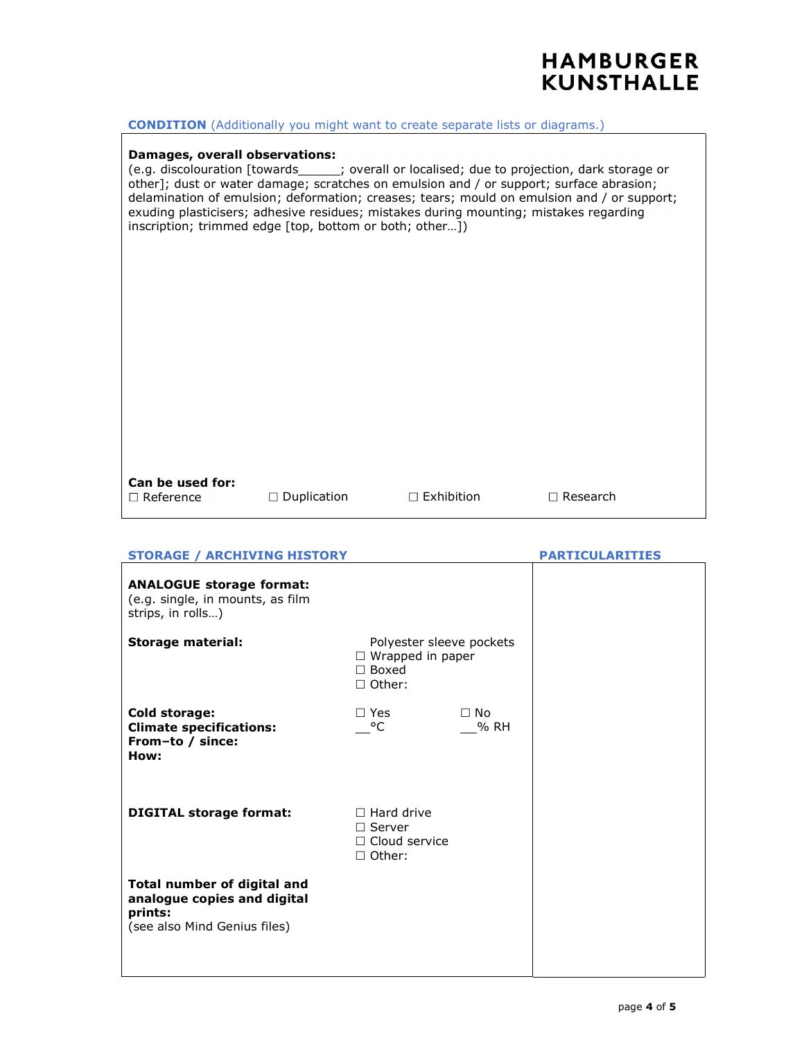## CONDITION (Additionally you might want to create separate lists or diagrams.)

**Damages, overall observations:**
(e.g. discolouration [towards______; overall or localised; due to projection, dark storage or other]; dust or water damage; scratches on emulsion and / or support; surface abrasion; delamination of emulsion; deformation; creases; tears; mould on emulsion and / or support; exuding plasticisers; adhesive residues; mistakes during mounting; mistakes regarding inscription; trimmed edge [top, bottom or both; other…])

**Can be used for:**

☐ Reference ☐ Duplication ☐ Exhibition ☐ Research

## STORAGE / ARCHIVING HISTORY

## PARTICULARITIES

**ANALOGUE storage format:**
(e.g. single, in mounts, as film strips, in rolls…)

**Storage material:**

- Polyester sleeve pockets
- ☐ Wrapped in paper
- ☐ Boxed
- ☐ Other:

**Cold storage:** ☐ Yes ☐ No

**Climate specifications:** __°C __% RH

**From–to / since:**

**How:**

**DIGITAL storage format:**

- ☐ Hard drive
- ☐ Server
- ☐ Cloud service
- ☐ Other:

**Total number of digital and analogue copies and digital prints:**
(see also Mind Genius files)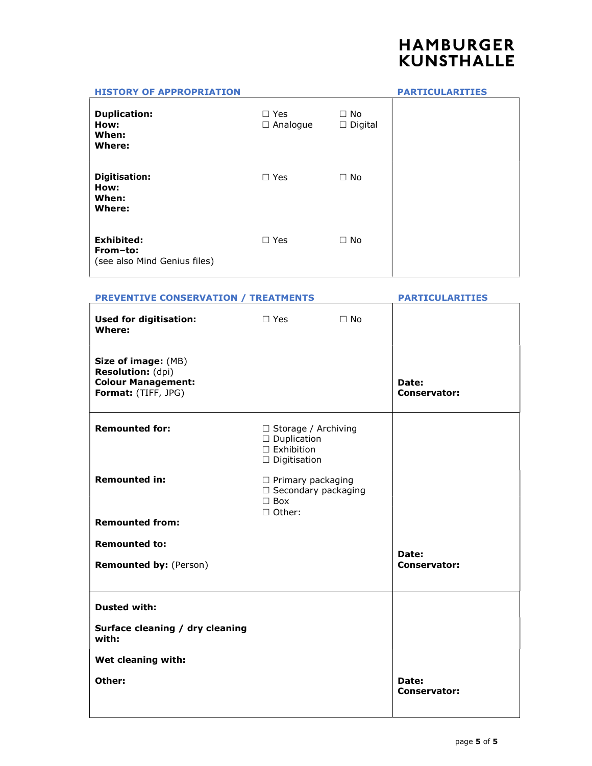| HISTORY OF APPROPRIATION | | | PARTICULARITIES |
|---|---|---|---|
| **Duplication:**<br>**How:**<br>**When:**<br>**Where:** | ☐ Yes<br>☐ Analogue | ☐ No<br>☐ Digital | |
| **Digitisation:**<br>**How:**<br>**When:**<br>**Where:** | ☐ Yes | ☐ No | |
| **Exhibited:**<br>**From–to:**<br>(see also Mind Genius files) | ☐ Yes | ☐ No | |

| PREVENTIVE CONSERVATION / TREATMENTS | | | PARTICULARITIES |
|---|---|---|---|
| **Used for digitisation:**<br>**Where:**<br><br>**Size of image:** (MB)<br>**Resolution:** (dpi)<br>**Colour Management:**<br>**Format:** (TIFF, JPG) | ☐ Yes | ☐ No | **Date:**<br>**Conservator:** |
| **Remounted for:**<br><br>**Remounted in:**<br><br>**Remounted from:**<br><br>**Remounted to:**<br><br>**Remounted by:** (Person) | ☐ Storage / Archiving<br>☐ Duplication<br>☐ Exhibition<br>☐ Digitisation<br><br>☐ Primary packaging<br>☐ Secondary packaging<br>☐ Box<br>☐ Other: | | **Date:**<br>**Conservator:** |
| **Dusted with:**<br><br>**Surface cleaning / dry cleaning with:**<br><br>**Wet cleaning with:**<br><br>**Other:** | | | **Date:**<br>**Conservator:** |